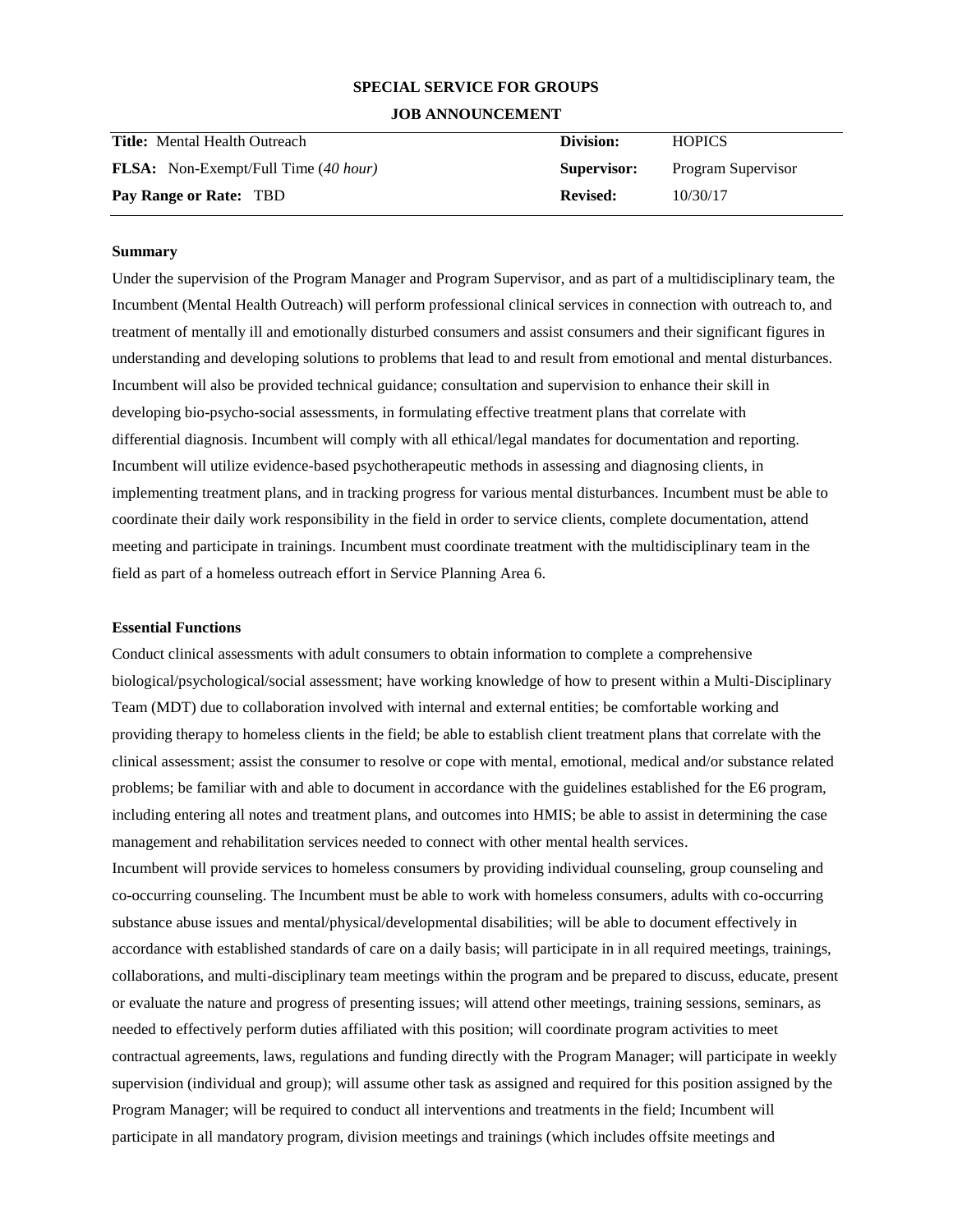**SPECIAL SERVICE FOR GROUPS**

**JOB ANNOUNCEMENT**

| **Title:** Mental Health Outreach | **Division:** | HOPICS |
|---|---|---|
| **FLSA:** Non-Exempt/Full Time (*40 hour)* | **Supervisor:** | Program Supervisor |
| **Pay Range or Rate:** TBD | **Revised:** | 10/30/17 |

**Summary**

Under the supervision of the Program Manager and Program Supervisor, and as part of a multidisciplinary team, the Incumbent (Mental Health Outreach) will perform professional clinical services in connection with outreach to, and treatment of mentally ill and emotionally disturbed consumers and assist consumers and their significant figures in understanding and developing solutions to problems that lead to and result from emotional and mental disturbances. Incumbent will also be provided technical guidance; consultation and supervision to enhance their skill in developing bio-psycho-social assessments, in formulating effective treatment plans that correlate with differential diagnosis. Incumbent will comply with all ethical/legal mandates for documentation and reporting. Incumbent will utilize evidence-based psychotherapeutic methods in assessing and diagnosing clients, in implementing treatment plans, and in tracking progress for various mental disturbances. Incumbent must be able to coordinate their daily work responsibility in the field in order to service clients, complete documentation, attend meeting and participate in trainings. Incumbent must coordinate treatment with the multidisciplinary team in the field as part of a homeless outreach effort in Service Planning Area 6.

**Essential Functions**

Conduct clinical assessments with adult consumers to obtain information to complete a comprehensive biological/psychological/social assessment; have working knowledge of how to present within a Multi-Disciplinary Team (MDT) due to collaboration involved with internal and external entities; be comfortable working and providing therapy to homeless clients in the field; be able to establish client treatment plans that correlate with the clinical assessment; assist the consumer to resolve or cope with mental, emotional, medical and/or substance related problems; be familiar with and able to document in accordance with the guidelines established for the E6 program, including entering all notes and treatment plans, and outcomes into HMIS; be able to assist in determining the case management and rehabilitation services needed to connect with other mental health services.

Incumbent will provide services to homeless consumers by providing individual counseling, group counseling and co-occurring counseling. The Incumbent must be able to work with homeless consumers, adults with co-occurring substance abuse issues and mental/physical/developmental disabilities; will be able to document effectively in accordance with established standards of care on a daily basis; will participate in in all required meetings, trainings, collaborations, and multi-disciplinary team meetings within the program and be prepared to discuss, educate, present or evaluate the nature and progress of presenting issues; will attend other meetings, training sessions, seminars, as needed to effectively perform duties affiliated with this position; will coordinate program activities to meet contractual agreements, laws, regulations and funding directly with the Program Manager; will participate in weekly supervision (individual and group); will assume other task as assigned and required for this position assigned by the Program Manager; will be required to conduct all interventions and treatments in the field; Incumbent will participate in all mandatory program, division meetings and trainings (which includes offsite meetings and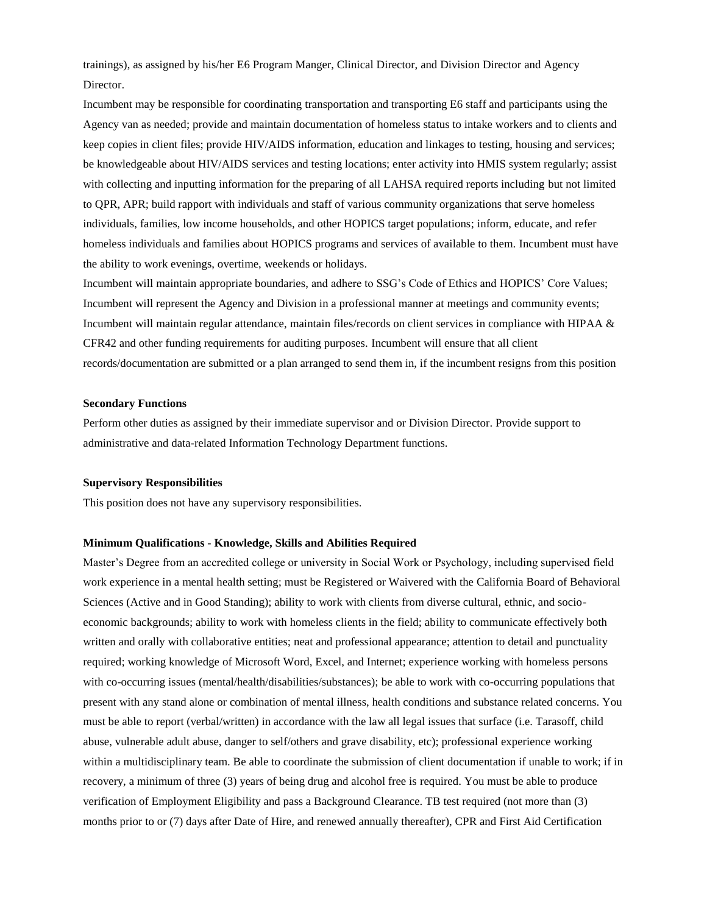trainings), as assigned by his/her E6 Program Manger, Clinical Director, and Division Director and Agency Director.

Incumbent may be responsible for coordinating transportation and transporting E6 staff and participants using the Agency van as needed; provide and maintain documentation of homeless status to intake workers and to clients and keep copies in client files; provide HIV/AIDS information, education and linkages to testing, housing and services; be knowledgeable about HIV/AIDS services and testing locations; enter activity into HMIS system regularly; assist with collecting and inputting information for the preparing of all LAHSA required reports including but not limited to QPR, APR; build rapport with individuals and staff of various community organizations that serve homeless individuals, families, low income households, and other HOPICS target populations; inform, educate, and refer homeless individuals and families about HOPICS programs and services of available to them. Incumbent must have the ability to work evenings, overtime, weekends or holidays.

Incumbent will maintain appropriate boundaries, and adhere to SSG's Code of Ethics and HOPICS' Core Values; Incumbent will represent the Agency and Division in a professional manner at meetings and community events; Incumbent will maintain regular attendance, maintain files/records on client services in compliance with HIPAA & CFR42 and other funding requirements for auditing purposes. Incumbent will ensure that all client records/documentation are submitted or a plan arranged to send them in, if the incumbent resigns from this position

**Secondary Functions**

Perform other duties as assigned by their immediate supervisor and or Division Director. Provide support to administrative and data-related Information Technology Department functions.

**Supervisory Responsibilities**

This position does not have any supervisory responsibilities.

**Minimum Qualifications - Knowledge, Skills and Abilities Required**

Master's Degree from an accredited college or university in Social Work or Psychology, including supervised field work experience in a mental health setting; must be Registered or Waivered with the California Board of Behavioral Sciences (Active and in Good Standing); ability to work with clients from diverse cultural, ethnic, and socio-economic backgrounds; ability to work with homeless clients in the field; ability to communicate effectively both written and orally with collaborative entities; neat and professional appearance; attention to detail and punctuality required; working knowledge of Microsoft Word, Excel, and Internet; experience working with homeless persons with co-occurring issues (mental/health/disabilities/substances); be able to work with co-occurring populations that present with any stand alone or combination of mental illness, health conditions and substance related concerns. You must be able to report (verbal/written) in accordance with the law all legal issues that surface (i.e. Tarasoff, child abuse, vulnerable adult abuse, danger to self/others and grave disability, etc); professional experience working within a multidisciplinary team. Be able to coordinate the submission of client documentation if unable to work; if in recovery, a minimum of three (3) years of being drug and alcohol free is required. You must be able to produce verification of Employment Eligibility and pass a Background Clearance. TB test required (not more than (3) months prior to or (7) days after Date of Hire, and renewed annually thereafter), CPR and First Aid Certification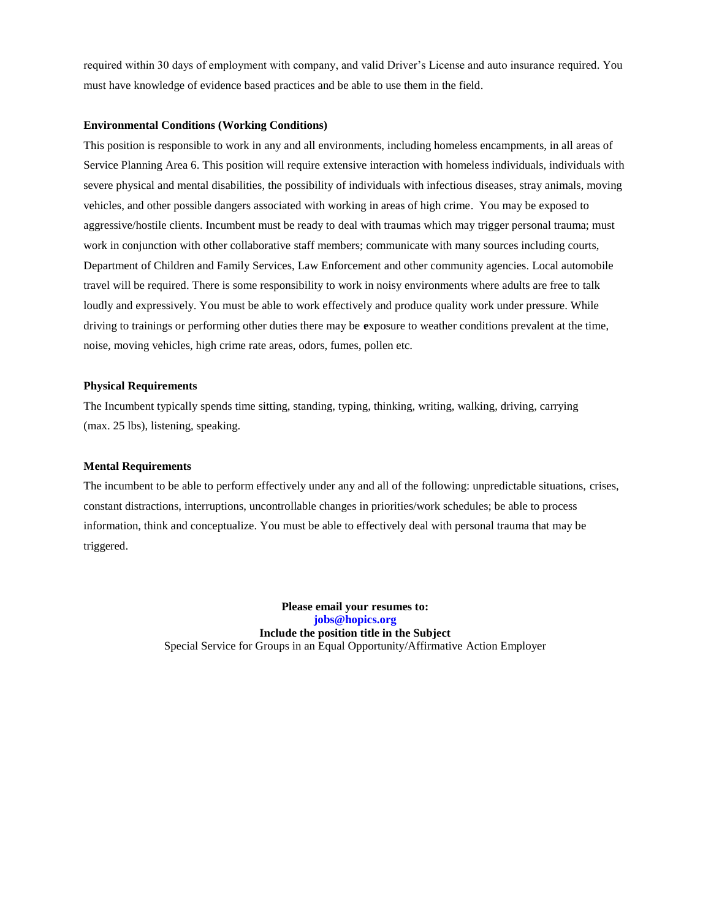required within 30 days of employment with company, and valid Driver's License and auto insurance required. You must have knowledge of evidence based practices and be able to use them in the field.

**Environmental Conditions (Working Conditions)**

This position is responsible to work in any and all environments, including homeless encampments, in all areas of Service Planning Area 6. This position will require extensive interaction with homeless individuals, individuals with severe physical and mental disabilities, the possibility of individuals with infectious diseases, stray animals, moving vehicles, and other possible dangers associated with working in areas of high crime. You may be exposed to aggressive/hostile clients. Incumbent must be ready to deal with traumas which may trigger personal trauma; must work in conjunction with other collaborative staff members; communicate with many sources including courts, Department of Children and Family Services, Law Enforcement and other community agencies. Local automobile travel will be required. There is some responsibility to work in noisy environments where adults are free to talk loudly and expressively. You must be able to work effectively and produce quality work under pressure. While driving to trainings or performing other duties there may be **e**xposure to weather conditions prevalent at the time, noise, moving vehicles, high crime rate areas, odors, fumes, pollen etc.

**Physical Requirements**

The Incumbent typically spends time sitting, standing, typing, thinking, writing, walking, driving, carrying (max. 25 lbs), listening, speaking.

**Mental Requirements**

The incumbent to be able to perform effectively under any and all of the following: unpredictable situations, crises, constant distractions, interruptions, uncontrollable changes in priorities/work schedules; be able to process information, think and conceptualize. You must be able to effectively deal with personal trauma that may be triggered.

**Please email your resumes to:**
**jobs@hopics.org**
**Include the position title in the Subject**
Special Service for Groups in an Equal Opportunity/Affirmative Action Employer